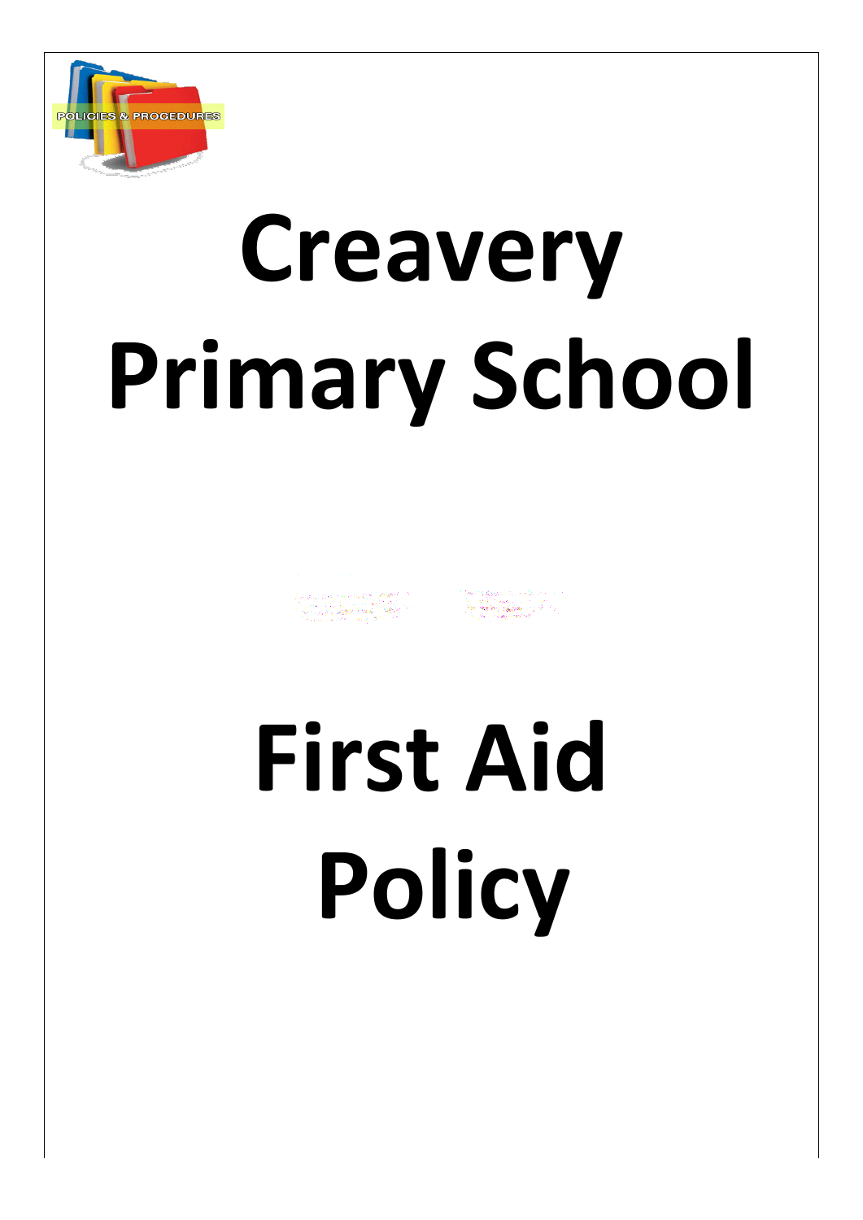# Creavery Primary School

# First Aid Policy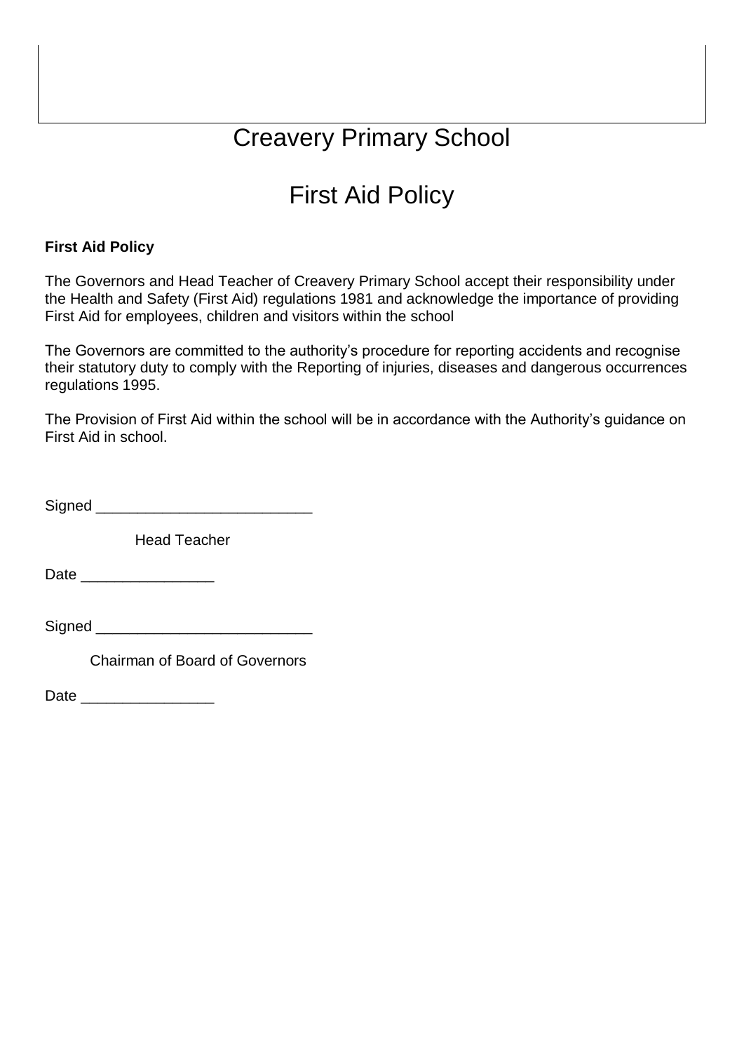# Creavery Primary School

# First Aid Policy

**First Aid Policy**

The Governors and Head Teacher of Creavery Primary School accept their responsibility under the Health and Safety (First Aid) regulations 1981 and acknowledge the importance of providing First Aid for employees, children and visitors within the school

The Governors are committed to the authority's procedure for reporting accidents and recognise their statutory duty to comply with the Reporting of injuries, diseases and dangerous occurrences regulations 1995.

The Provision of First Aid within the school will be in accordance with the Authority's guidance on First Aid in school.

Signed __________________________

Head Teacher

Date ________________

Signed __________________________

Chairman of Board of Governors

Date ________________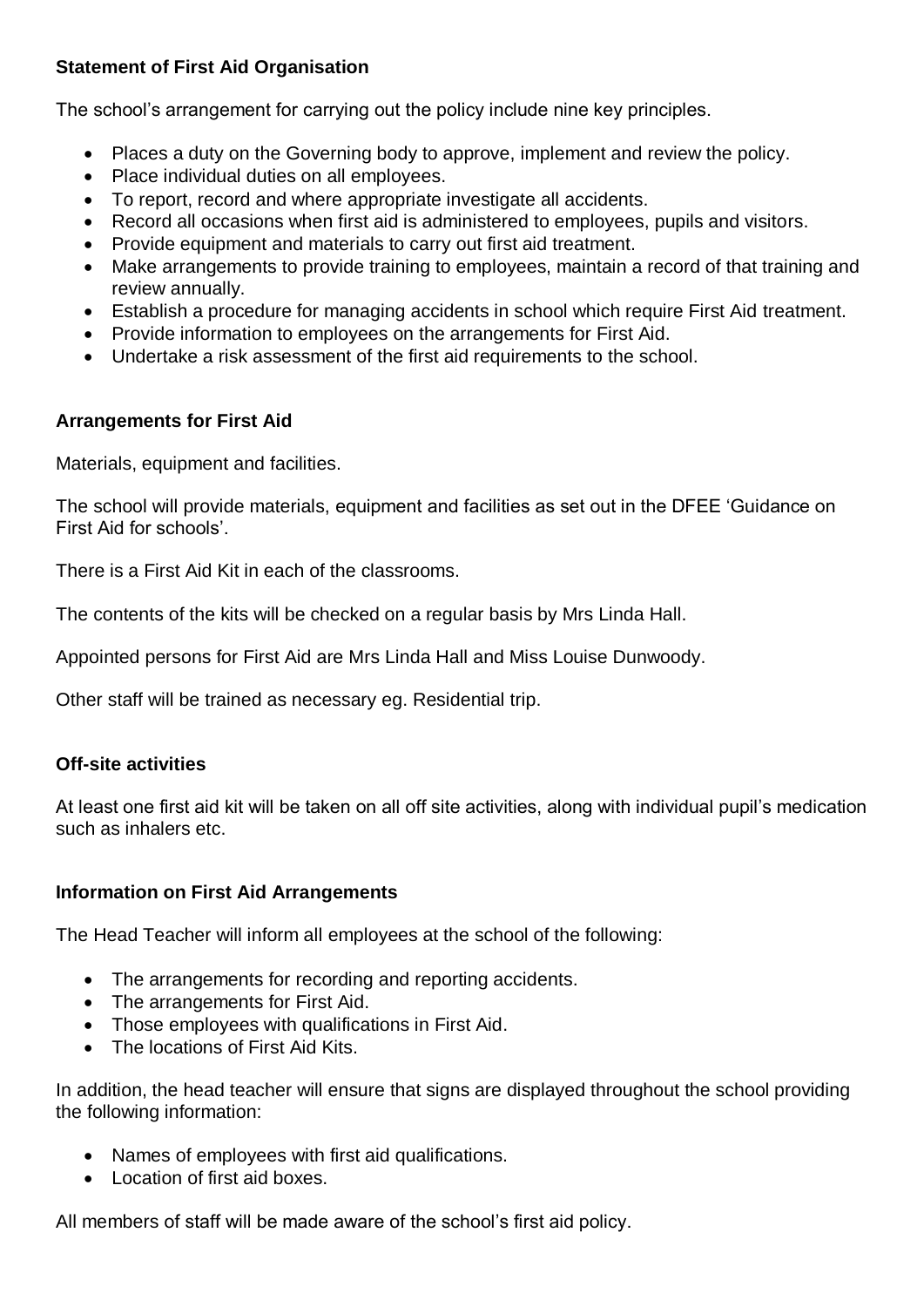**Statement of First Aid Organisation**

The school's arrangement for carrying out the policy include nine key principles.

- Places a duty on the Governing body to approve, implement and review the policy.
- Place individual duties on all employees.
- To report, record and where appropriate investigate all accidents.
- Record all occasions when first aid is administered to employees, pupils and visitors.
- Provide equipment and materials to carry out first aid treatment.
- Make arrangements to provide training to employees, maintain a record of that training and review annually.
- Establish a procedure for managing accidents in school which require First Aid treatment.
- Provide information to employees on the arrangements for First Aid.
- Undertake a risk assessment of the first aid requirements to the school.

**Arrangements for First Aid**

Materials, equipment and facilities.

The school will provide materials, equipment and facilities as set out in the DFEE 'Guidance on First Aid for schools'.

There is a First Aid Kit in each of the classrooms.

The contents of the kits will be checked on a regular basis by Mrs Linda Hall.

Appointed persons for First Aid are Mrs Linda Hall and Miss Louise Dunwoody.

Other staff will be trained as necessary eg. Residential trip.

**Off-site activities**

At least one first aid kit will be taken on all off site activities, along with individual pupil's medication such as inhalers etc.

**Information on First Aid Arrangements**

The Head Teacher will inform all employees at the school of the following:

- The arrangements for recording and reporting accidents.
- The arrangements for First Aid.
- Those employees with qualifications in First Aid.
- The locations of First Aid Kits.

In addition, the head teacher will ensure that signs are displayed throughout the school providing the following information:

- Names of employees with first aid qualifications.
- Location of first aid boxes.

All members of staff will be made aware of the school's first aid policy.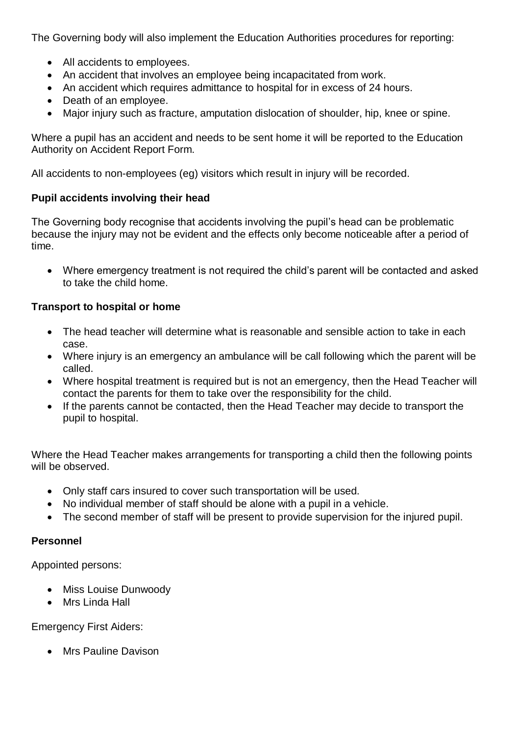The Governing body will also implement the Education Authorities procedures for reporting:

- All accidents to employees.
- An accident that involves an employee being incapacitated from work.
- An accident which requires admittance to hospital for in excess of 24 hours.
- Death of an employee.
- Major injury such as fracture, amputation dislocation of shoulder, hip, knee or spine.

Where a pupil has an accident and needs to be sent home it will be reported to the Education Authority on Accident Report Form.

All accidents to non-employees (eg) visitors which result in injury will be recorded.

**Pupil accidents involving their head**

The Governing body recognise that accidents involving the pupil's head can be problematic because the injury may not be evident and the effects only become noticeable after a period of time.

- Where emergency treatment is not required the child's parent will be contacted and asked to take the child home.

**Transport to hospital or home**

- The head teacher will determine what is reasonable and sensible action to take in each case.
- Where injury is an emergency an ambulance will be call following which the parent will be called.
- Where hospital treatment is required but is not an emergency, then the Head Teacher will contact the parents for them to take over the responsibility for the child.
- If the parents cannot be contacted, then the Head Teacher may decide to transport the pupil to hospital.

Where the Head Teacher makes arrangements for transporting a child then the following points will be observed.

- Only staff cars insured to cover such transportation will be used.
- No individual member of staff should be alone with a pupil in a vehicle.
- The second member of staff will be present to provide supervision for the injured pupil.

**Personnel**

Appointed persons:

- Miss Louise Dunwoody
- Mrs Linda Hall

Emergency First Aiders:

- Mrs Pauline Davison